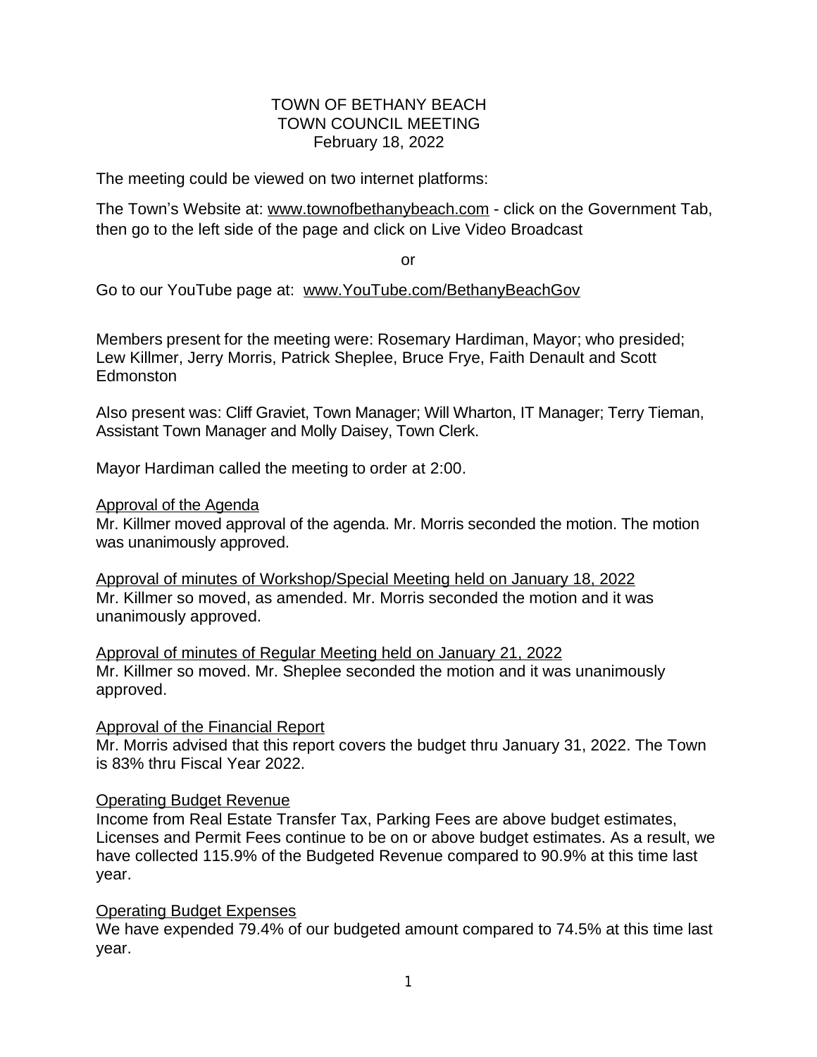# TOWN OF BETHANY BEACH
## TOWN COUNCIL MEETING
### February 18, 2022

The meeting could be viewed on two internet platforms:

The Town's Website at: www.townofbethanybeach.com - click on the Government Tab, then go to the left side of the page and click on Live Video Broadcast

or

Go to our YouTube page at: www.YouTube.com/BethanyBeachGov

Members present for the meeting were: Rosemary Hardiman, Mayor; who presided; Lew Killmer, Jerry Morris, Patrick Sheplee, Bruce Frye, Faith Denault and Scott Edmonston

Also present was: Cliff Graviet, Town Manager; Will Wharton, IT Manager; Terry Tieman, Assistant Town Manager and Molly Daisey, Town Clerk.

Mayor Hardiman called the meeting to order at 2:00.

<u>Approval of the Agenda</u>
Mr. Killmer moved approval of the agenda. Mr. Morris seconded the motion. The motion was unanimously approved.

<u>Approval of minutes of Workshop/Special Meeting held on January 18, 2022</u>
Mr. Killmer so moved, as amended. Mr. Morris seconded the motion and it was unanimously approved.

<u>Approval of minutes of Regular Meeting held on January 21, 2022</u>
Mr. Killmer so moved. Mr. Sheplee seconded the motion and it was unanimously approved.

<u>Approval of the Financial Report</u>
Mr. Morris advised that this report covers the budget thru January 31, 2022. The Town is 83% thru Fiscal Year 2022.

<u>Operating Budget Revenue</u>
Income from Real Estate Transfer Tax, Parking Fees are above budget estimates, Licenses and Permit Fees continue to be on or above budget estimates. As a result, we have collected 115.9% of the Budgeted Revenue compared to 90.9% at this time last year.

<u>Operating Budget Expenses</u>
We have expended 79.4% of our budgeted amount compared to 74.5% at this time last year.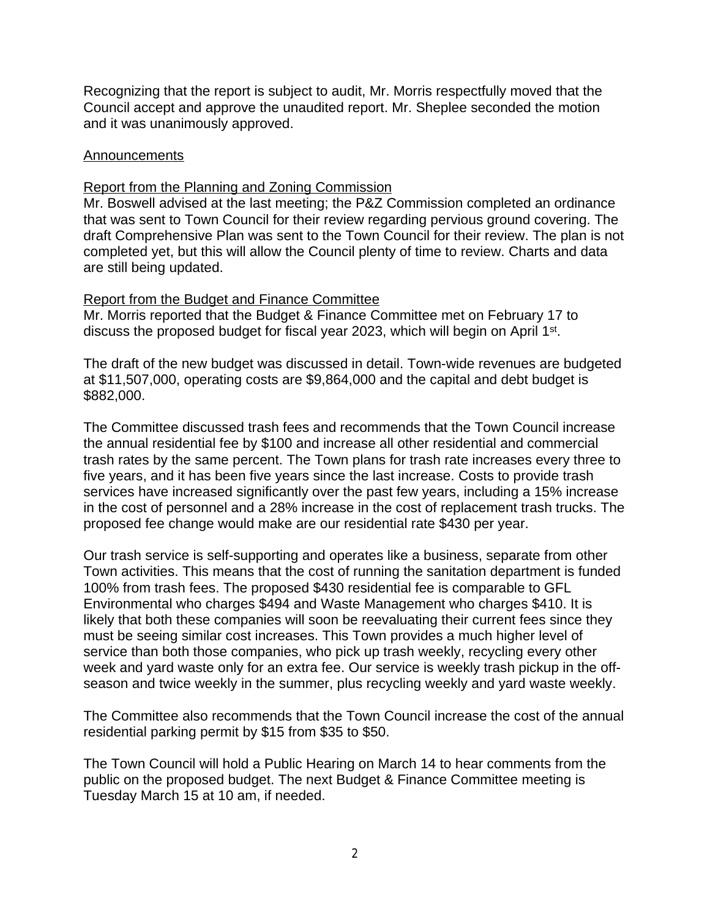Recognizing that the report is subject to audit, Mr. Morris respectfully moved that the Council accept and approve the unaudited report. Mr. Sheplee seconded the motion and it was unanimously approved.

## Announcements

### Report from the Planning and Zoning Commission

Mr. Boswell advised at the last meeting; the P&Z Commission completed an ordinance that was sent to Town Council for their review regarding pervious ground covering. The draft Comprehensive Plan was sent to the Town Council for their review. The plan is not completed yet, but this will allow the Council plenty of time to review. Charts and data are still being updated.

### Report from the Budget and Finance Committee

Mr. Morris reported that the Budget & Finance Committee met on February 17 to discuss the proposed budget for fiscal year 2023, which will begin on April 1st.

The draft of the new budget was discussed in detail. Town-wide revenues are budgeted at $11,507,000, operating costs are $9,864,000 and the capital and debt budget is $882,000.

The Committee discussed trash fees and recommends that the Town Council increase the annual residential fee by $100 and increase all other residential and commercial trash rates by the same percent. The Town plans for trash rate increases every three to five years, and it has been five years since the last increase. Costs to provide trash services have increased significantly over the past few years, including a 15% increase in the cost of personnel and a 28% increase in the cost of replacement trash trucks. The proposed fee change would make are our residential rate $430 per year.

Our trash service is self-supporting and operates like a business, separate from other Town activities. This means that the cost of running the sanitation department is funded 100% from trash fees. The proposed $430 residential fee is comparable to GFL Environmental who charges $494 and Waste Management who charges $410. It is likely that both these companies will soon be reevaluating their current fees since they must be seeing similar cost increases. This Town provides a much higher level of service than both those companies, who pick up trash weekly, recycling every other week and yard waste only for an extra fee. Our service is weekly trash pickup in the off-season and twice weekly in the summer, plus recycling weekly and yard waste weekly.

The Committee also recommends that the Town Council increase the cost of the annual residential parking permit by $15 from $35 to $50.

The Town Council will hold a Public Hearing on March 14 to hear comments from the public on the proposed budget. The next Budget & Finance Committee meeting is Tuesday March 15 at 10 am, if needed.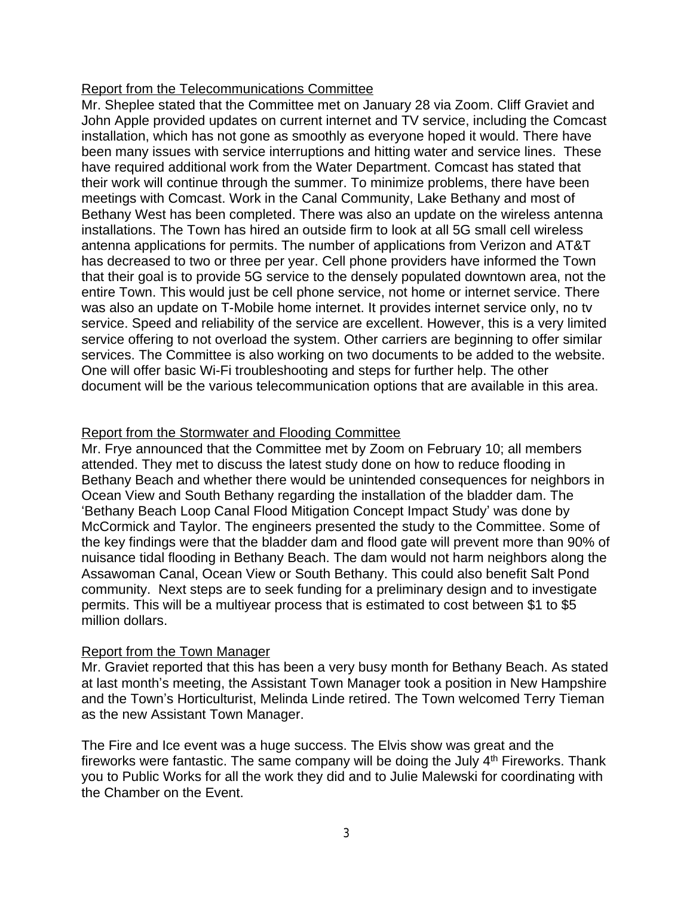<u>Report from the Telecommunications Committee</u>

Mr. Sheplee stated that the Committee met on January 28 via Zoom. Cliff Graviet and John Apple provided updates on current internet and TV service, including the Comcast installation, which has not gone as smoothly as everyone hoped it would. There have been many issues with service interruptions and hitting water and service lines. These have required additional work from the Water Department. Comcast has stated that their work will continue through the summer. To minimize problems, there have been meetings with Comcast. Work in the Canal Community, Lake Bethany and most of Bethany West has been completed. There was also an update on the wireless antenna installations. The Town has hired an outside firm to look at all 5G small cell wireless antenna applications for permits. The number of applications from Verizon and AT&T has decreased to two or three per year. Cell phone providers have informed the Town that their goal is to provide 5G service to the densely populated downtown area, not the entire Town. This would just be cell phone service, not home or internet service. There was also an update on T-Mobile home internet. It provides internet service only, no tv service. Speed and reliability of the service are excellent. However, this is a very limited service offering to not overload the system. Other carriers are beginning to offer similar services. The Committee is also working on two documents to be added to the website. One will offer basic Wi-Fi troubleshooting and steps for further help. The other document will be the various telecommunication options that are available in this area.

<u>Report from the Stormwater and Flooding Committee</u>

Mr. Frye announced that the Committee met by Zoom on February 10; all members attended. They met to discuss the latest study done on how to reduce flooding in Bethany Beach and whether there would be unintended consequences for neighbors in Ocean View and South Bethany regarding the installation of the bladder dam. The 'Bethany Beach Loop Canal Flood Mitigation Concept Impact Study' was done by McCormick and Taylor. The engineers presented the study to the Committee. Some of the key findings were that the bladder dam and flood gate will prevent more than 90% of nuisance tidal flooding in Bethany Beach. The dam would not harm neighbors along the Assawoman Canal, Ocean View or South Bethany. This could also benefit Salt Pond community. Next steps are to seek funding for a preliminary design and to investigate permits. This will be a multiyear process that is estimated to cost between $1 to $5 million dollars.

<u>Report from the Town Manager</u>

Mr. Graviet reported that this has been a very busy month for Bethany Beach. As stated at last month's meeting, the Assistant Town Manager took a position in New Hampshire and the Town's Horticulturist, Melinda Linde retired. The Town welcomed Terry Tieman as the new Assistant Town Manager.

The Fire and Ice event was a huge success. The Elvis show was great and the fireworks were fantastic. The same company will be doing the July 4th Fireworks. Thank you to Public Works for all the work they did and to Julie Malewski for coordinating with the Chamber on the Event.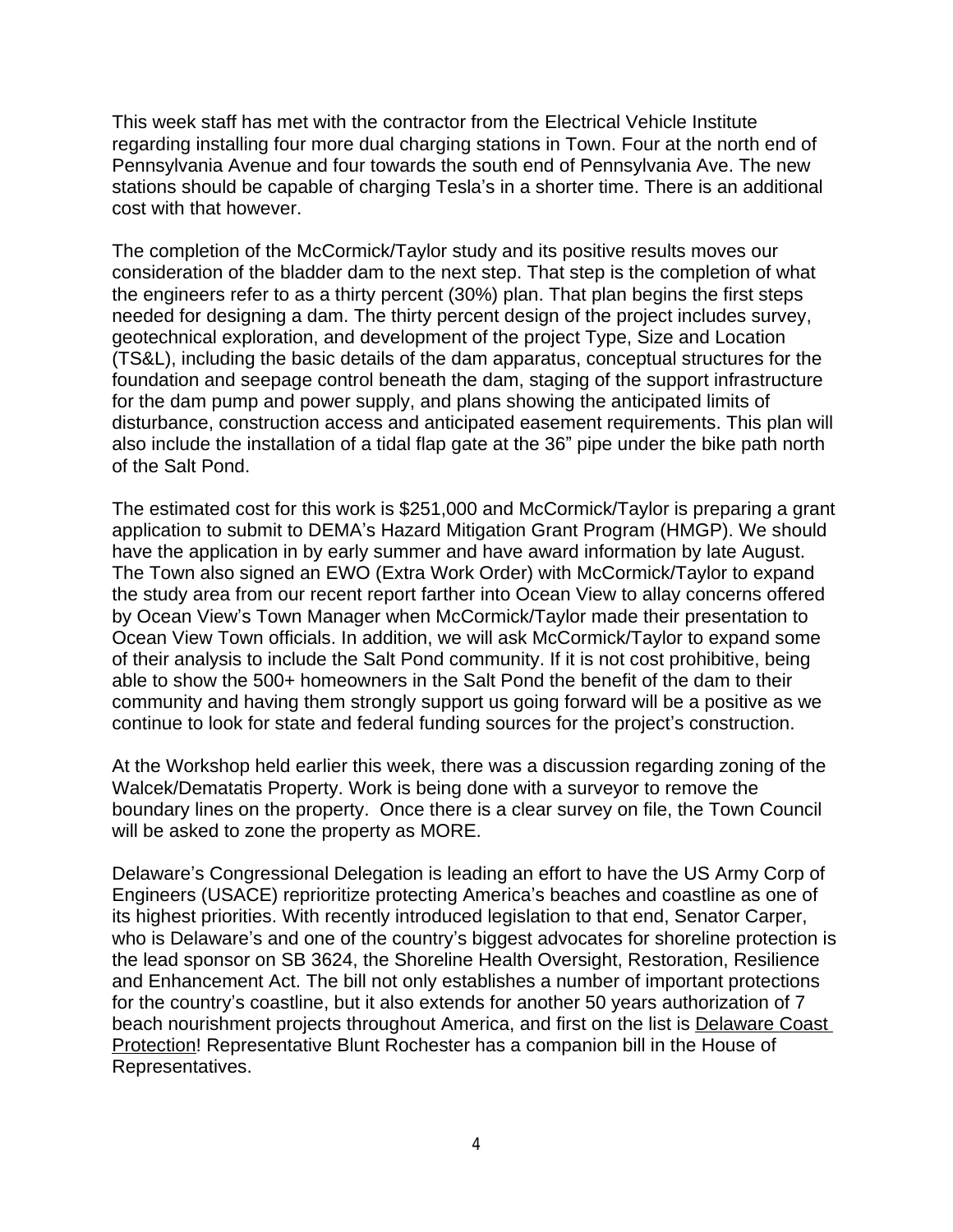This week staff has met with the contractor from the Electrical Vehicle Institute regarding installing four more dual charging stations in Town. Four at the north end of Pennsylvania Avenue and four towards the south end of Pennsylvania Ave. The new stations should be capable of charging Tesla's in a shorter time. There is an additional cost with that however.

The completion of the McCormick/Taylor study and its positive results moves our consideration of the bladder dam to the next step. That step is the completion of what the engineers refer to as a thirty percent (30%) plan. That plan begins the first steps needed for designing a dam. The thirty percent design of the project includes survey, geotechnical exploration, and development of the project Type, Size and Location (TS&L), including the basic details of the dam apparatus, conceptual structures for the foundation and seepage control beneath the dam, staging of the support infrastructure for the dam pump and power supply, and plans showing the anticipated limits of disturbance, construction access and anticipated easement requirements. This plan will also include the installation of a tidal flap gate at the 36" pipe under the bike path north of the Salt Pond.

The estimated cost for this work is $251,000 and McCormick/Taylor is preparing a grant application to submit to DEMA's Hazard Mitigation Grant Program (HMGP). We should have the application in by early summer and have award information by late August. The Town also signed an EWO (Extra Work Order) with McCormick/Taylor to expand the study area from our recent report farther into Ocean View to allay concerns offered by Ocean View's Town Manager when McCormick/Taylor made their presentation to Ocean View Town officials. In addition, we will ask McCormick/Taylor to expand some of their analysis to include the Salt Pond community. If it is not cost prohibitive, being able to show the 500+ homeowners in the Salt Pond the benefit of the dam to their community and having them strongly support us going forward will be a positive as we continue to look for state and federal funding sources for the project's construction.

At the Workshop held earlier this week, there was a discussion regarding zoning of the Walcek/Dematatis Property. Work is being done with a surveyor to remove the boundary lines on the property. Once there is a clear survey on file, the Town Council will be asked to zone the property as MORE.

Delaware's Congressional Delegation is leading an effort to have the US Army Corp of Engineers (USACE) reprioritize protecting America's beaches and coastline as one of its highest priorities. With recently introduced legislation to that end, Senator Carper, who is Delaware's and one of the country's biggest advocates for shoreline protection is the lead sponsor on SB 3624, the Shoreline Health Oversight, Restoration, Resilience and Enhancement Act. The bill not only establishes a number of important protections for the country's coastline, but it also extends for another 50 years authorization of 7 beach nourishment projects throughout America, and first on the list is Delaware Coast Protection! Representative Blunt Rochester has a companion bill in the House of Representatives.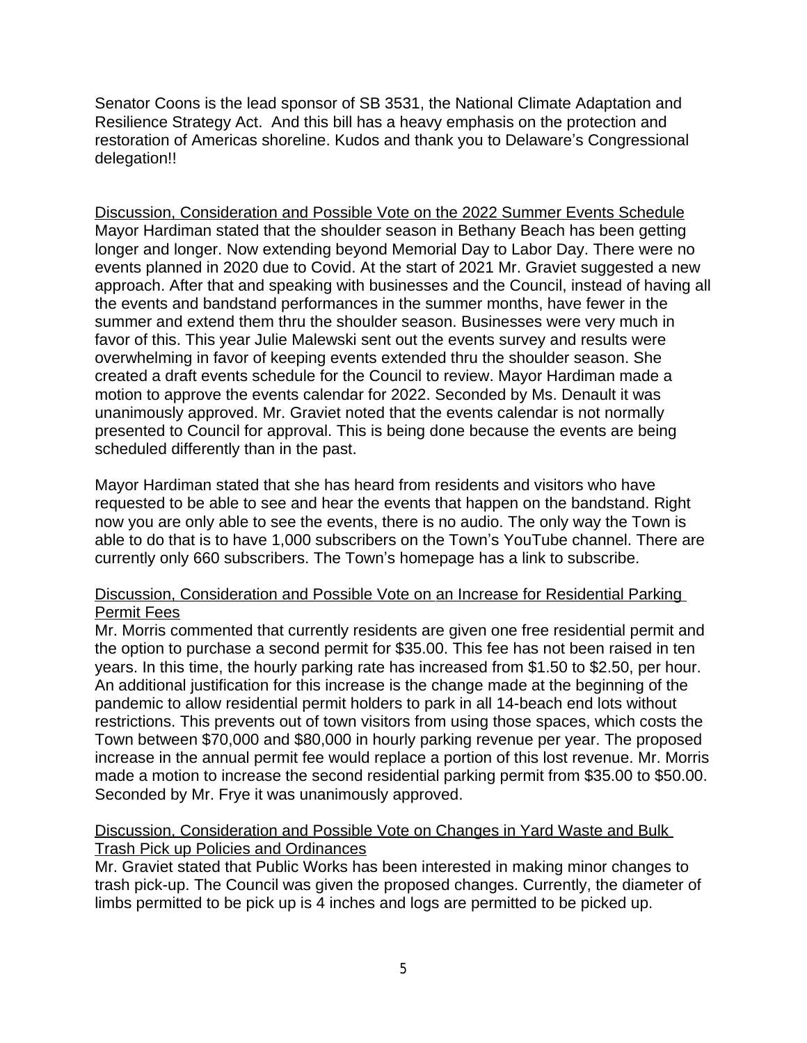Senator Coons is the lead sponsor of SB 3531, the National Climate Adaptation and Resilience Strategy Act. And this bill has a heavy emphasis on the protection and restoration of Americas shoreline. Kudos and thank you to Delaware's Congressional delegation!!

<u>Discussion, Consideration and Possible Vote on the 2022 Summer Events Schedule</u>
Mayor Hardiman stated that the shoulder season in Bethany Beach has been getting longer and longer. Now extending beyond Memorial Day to Labor Day. There were no events planned in 2020 due to Covid. At the start of 2021 Mr. Graviet suggested a new approach. After that and speaking with businesses and the Council, instead of having all the events and bandstand performances in the summer months, have fewer in the summer and extend them thru the shoulder season. Businesses were very much in favor of this. This year Julie Malewski sent out the events survey and results were overwhelming in favor of keeping events extended thru the shoulder season. She created a draft events schedule for the Council to review. Mayor Hardiman made a motion to approve the events calendar for 2022. Seconded by Ms. Denault it was unanimously approved. Mr. Graviet noted that the events calendar is not normally presented to Council for approval. This is being done because the events are being scheduled differently than in the past.

Mayor Hardiman stated that she has heard from residents and visitors who have requested to be able to see and hear the events that happen on the bandstand. Right now you are only able to see the events, there is no audio. The only way the Town is able to do that is to have 1,000 subscribers on the Town's YouTube channel. There are currently only 660 subscribers. The Town's homepage has a link to subscribe.

<u>Discussion, Consideration and Possible Vote on an Increase for Residential Parking Permit Fees</u>
Mr. Morris commented that currently residents are given one free residential permit and the option to purchase a second permit for $35.00. This fee has not been raised in ten years. In this time, the hourly parking rate has increased from $1.50 to $2.50, per hour. An additional justification for this increase is the change made at the beginning of the pandemic to allow residential permit holders to park in all 14-beach end lots without restrictions. This prevents out of town visitors from using those spaces, which costs the Town between $70,000 and $80,000 in hourly parking revenue per year. The proposed increase in the annual permit fee would replace a portion of this lost revenue. Mr. Morris made a motion to increase the second residential parking permit from $35.00 to $50.00. Seconded by Mr. Frye it was unanimously approved.

<u>Discussion, Consideration and Possible Vote on Changes in Yard Waste and Bulk Trash Pick up Policies and Ordinances</u>
Mr. Graviet stated that Public Works has been interested in making minor changes to trash pick-up. The Council was given the proposed changes. Currently, the diameter of limbs permitted to be pick up is 4 inches and logs are permitted to be picked up.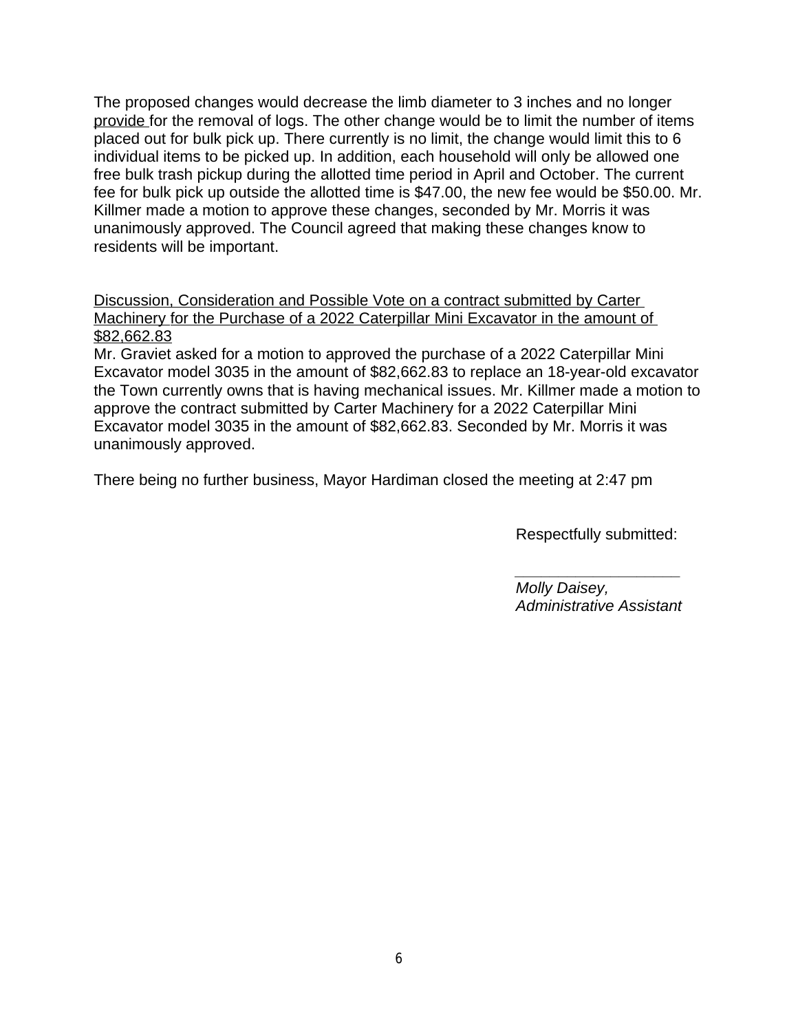The proposed changes would decrease the limb diameter to 3 inches and no longer provide for the removal of logs. The other change would be to limit the number of items placed out for bulk pick up. There currently is no limit, the change would limit this to 6 individual items to be picked up. In addition, each household will only be allowed one free bulk trash pickup during the allotted time period in April and October. The current fee for bulk pick up outside the allotted time is $47.00, the new fee would be $50.00. Mr. Killmer made a motion to approve these changes, seconded by Mr. Morris it was unanimously approved. The Council agreed that making these changes know to residents will be important.

Discussion, Consideration and Possible Vote on a contract submitted by Carter Machinery for the Purchase of a 2022 Caterpillar Mini Excavator in the amount of $82,662.83

Mr. Graviet asked for a motion to approved the purchase of a 2022 Caterpillar Mini Excavator model 3035 in the amount of $82,662.83 to replace an 18-year-old excavator the Town currently owns that is having mechanical issues. Mr. Killmer made a motion to approve the contract submitted by Carter Machinery for a 2022 Caterpillar Mini Excavator model 3035 in the amount of $82,662.83. Seconded by Mr. Morris it was unanimously approved.

There being no further business, Mayor Hardiman closed the meeting at 2:47 pm

Respectfully submitted:

\_\_\_\_\_\_\_\_\_\_\_\_\_\_\_\_\_\_\_\_

*Molly Daisey,*
*Administrative Assistant*